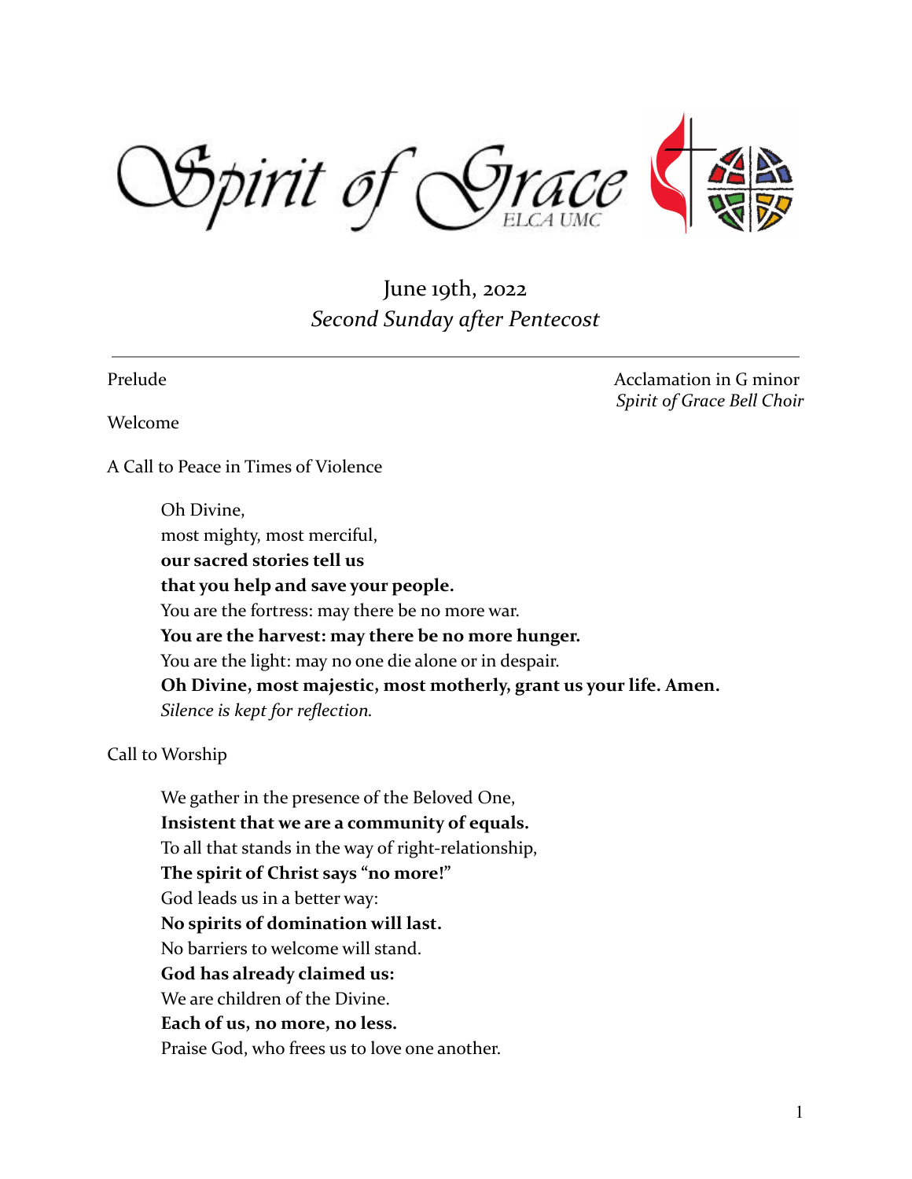# Spirit of Grace

ELCA UMC

June 19th, 2022

*Second Sunday after Pentecost*

---

Prelude — Acclamation in G minor
*Spirit of Grace Bell Choir*

Welcome

A Call to Peace in Times of Violence

> Oh Divine,
> most mighty, most merciful,
> **our sacred stories tell us**
> **that you help and save your people.**
> You are the fortress: may there be no more war.
> **You are the harvest: may there be no more hunger.**
> You are the light: may no one die alone or in despair.
> **Oh Divine, most majestic, most motherly, grant us your life. Amen.**
> *Silence is kept for reflection.*

Call to Worship

> We gather in the presence of the Beloved One,
> **Insistent that we are a community of equals.**
> To all that stands in the way of right-relationship,
> **The spirit of Christ says "no more!"**
> God leads us in a better way:
> **No spirits of domination will last.**
> No barriers to welcome will stand.
> **God has already claimed us:**
> We are children of the Divine.
> **Each of us, no more, no less.**
> Praise God, who frees us to love one another.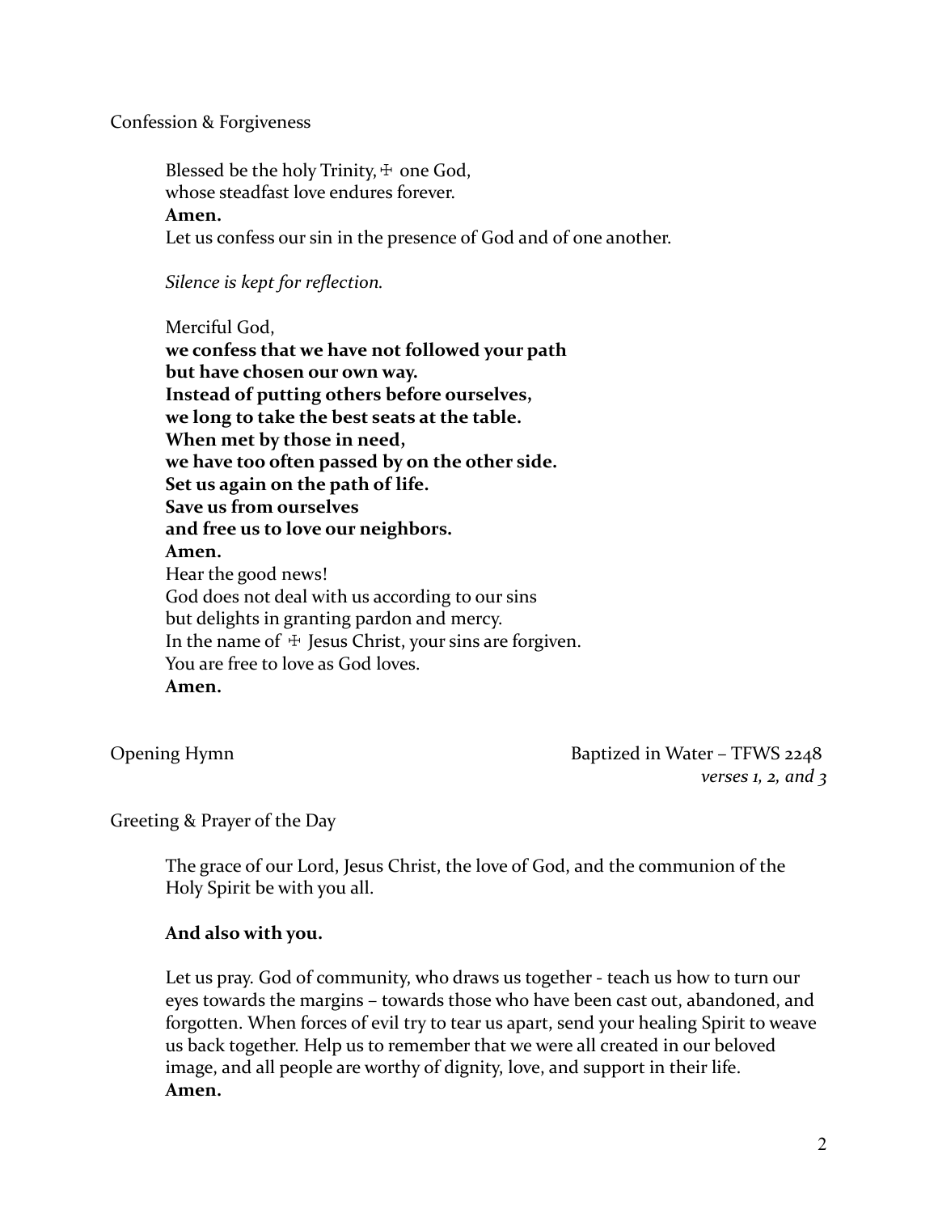Confession & Forgiveness

Blessed be the holy Trinity, ☩ one God,
whose steadfast love endures forever.
**Amen.**
Let us confess our sin in the presence of God and of one another.

*Silence is kept for reflection.*

Merciful God,
**we confess that we have not followed your path**
**but have chosen our own way.**
**Instead of putting others before ourselves,**
**we long to take the best seats at the table.**
**When met by those in need,**
**we have too often passed by on the other side.**
**Set us again on the path of life.**
**Save us from ourselves**
**and free us to love our neighbors.**
**Amen.**
Hear the good news!
God does not deal with us according to our sins
but delights in granting pardon and mercy.
In the name of ☩ Jesus Christ, your sins are forgiven.
You are free to love as God loves.
**Amen.**

Opening Hymn — Baptized in Water – TFWS 2248
*verses 1, 2, and 3*

Greeting & Prayer of the Day

The grace of our Lord, Jesus Christ, the love of God, and the communion of the Holy Spirit be with you all.

**And also with you.**

Let us pray. God of community, who draws us together - teach us how to turn our eyes towards the margins – towards those who have been cast out, abandoned, and forgotten. When forces of evil try to tear us apart, send your healing Spirit to weave us back together. Help us to remember that we were all created in our beloved image, and all people are worthy of dignity, love, and support in their life.
**Amen.**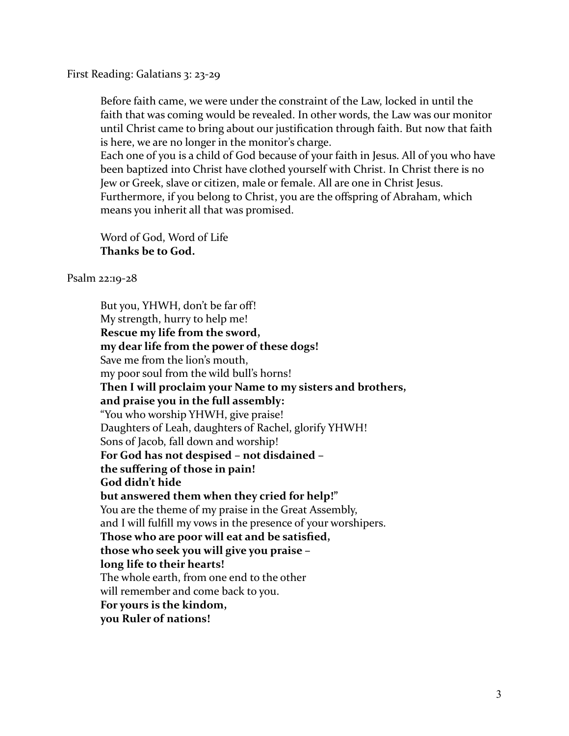First Reading: Galatians 3: 23-29

Before faith came, we were under the constraint of the Law, locked in until the faith that was coming would be revealed. In other words, the Law was our monitor until Christ came to bring about our justification through faith. But now that faith is here, we are no longer in the monitor's charge.
Each one of you is a child of God because of your faith in Jesus. All of you who have been baptized into Christ have clothed yourself with Christ. In Christ there is no Jew or Greek, slave or citizen, male or female. All are one in Christ Jesus.
Furthermore, if you belong to Christ, you are the offspring of Abraham, which means you inherit all that was promised.

Word of God, Word of Life
**Thanks be to God.**

Psalm 22:19-28

But you, YHWH, don't be far off!
My strength, hurry to help me!
**Rescue my life from the sword,**
**my dear life from the power of these dogs!**
Save me from the lion's mouth,
my poor soul from the wild bull's horns!
**Then I will proclaim your Name to my sisters and brothers,**
**and praise you in the full assembly:**
"You who worship YHWH, give praise!
Daughters of Leah, daughters of Rachel, glorify YHWH!
Sons of Jacob, fall down and worship!
**For God has not despised – not disdained –**
**the suffering of those in pain!**
**God didn't hide**
**but answered them when they cried for help!"**
You are the theme of my praise in the Great Assembly,
and I will fulfill my vows in the presence of your worshipers.
**Those who are poor will eat and be satisfied,**
**those who seek you will give you praise –**
**long life to their hearts!**
The whole earth, from one end to the other
will remember and come back to you.
**For yours is the kindom,**
**you Ruler of nations!**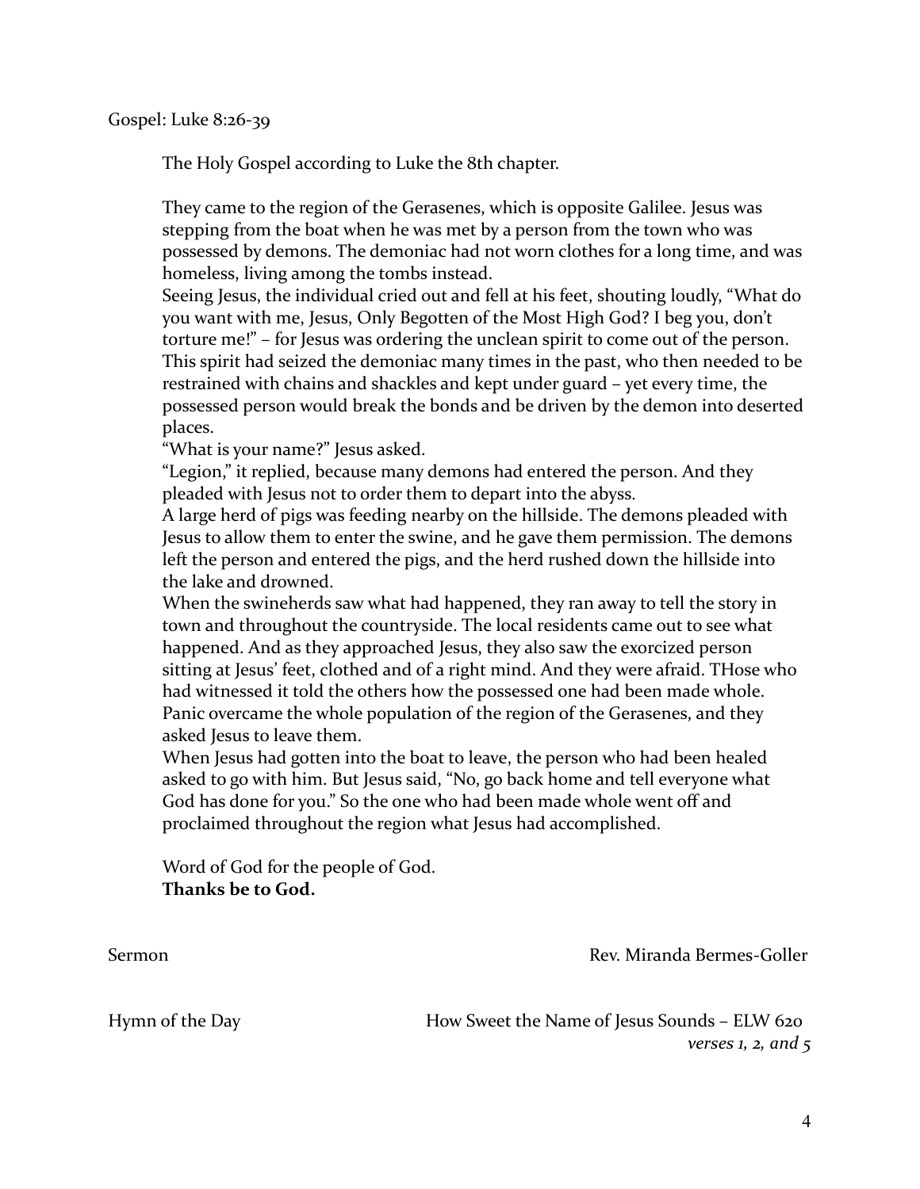Gospel: Luke 8:26-39

The Holy Gospel according to Luke the 8th chapter.

They came to the region of the Gerasenes, which is opposite Galilee. Jesus was stepping from the boat when he was met by a person from the town who was possessed by demons. The demoniac had not worn clothes for a long time, and was homeless, living among the tombs instead.

Seeing Jesus, the individual cried out and fell at his feet, shouting loudly, "What do you want with me, Jesus, Only Begotten of the Most High God? I beg you, don't torture me!" – for Jesus was ordering the unclean spirit to come out of the person. This spirit had seized the demoniac many times in the past, who then needed to be restrained with chains and shackles and kept under guard – yet every time, the possessed person would break the bonds and be driven by the demon into deserted places.

"What is your name?" Jesus asked.

"Legion," it replied, because many demons had entered the person. And they pleaded with Jesus not to order them to depart into the abyss.

A large herd of pigs was feeding nearby on the hillside. The demons pleaded with Jesus to allow them to enter the swine, and he gave them permission. The demons left the person and entered the pigs, and the herd rushed down the hillside into the lake and drowned.

When the swineherds saw what had happened, they ran away to tell the story in town and throughout the countryside. The local residents came out to see what happened. And as they approached Jesus, they also saw the exorcized person sitting at Jesus' feet, clothed and of a right mind. And they were afraid. THose who had witnessed it told the others how the possessed one had been made whole. Panic overcame the whole population of the region of the Gerasenes, and they asked Jesus to leave them.

When Jesus had gotten into the boat to leave, the person who had been healed asked to go with him. But Jesus said, "No, go back home and tell everyone what God has done for you." So the one who had been made whole went off and proclaimed throughout the region what Jesus had accomplished.

Word of God for the people of God.
**Thanks be to God.**

Sermon — Rev. Miranda Bermes-Goller

Hymn of the Day — How Sweet the Name of Jesus Sounds – ELW 620
*verses 1, 2, and 5*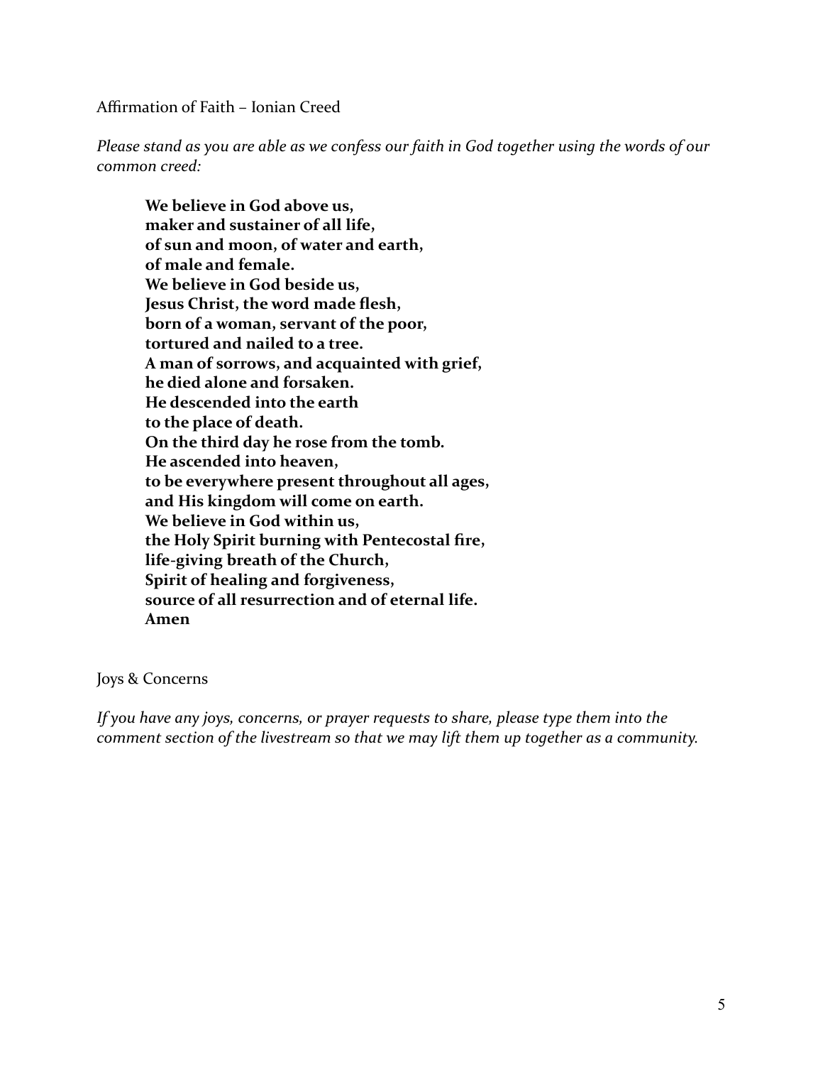Affirmation of Faith – Ionian Creed

*Please stand as you are able as we confess our faith in God together using the words of our common creed:*

> **We believe in God above us,**
> **maker and sustainer of all life,**
> **of sun and moon, of water and earth,**
> **of male and female.**
> **We believe in God beside us,**
> **Jesus Christ, the word made flesh,**
> **born of a woman, servant of the poor,**
> **tortured and nailed to a tree.**
> **A man of sorrows, and acquainted with grief,**
> **he died alone and forsaken.**
> **He descended into the earth**
> **to the place of death.**
> **On the third day he rose from the tomb.**
> **He ascended into heaven,**
> **to be everywhere present throughout all ages,**
> **and His kingdom will come on earth.**
> **We believe in God within us,**
> **the Holy Spirit burning with Pentecostal fire,**
> **life-giving breath of the Church,**
> **Spirit of healing and forgiveness,**
> **source of all resurrection and of eternal life.**
> **Amen**

Joys & Concerns

*If you have any joys, concerns, or prayer requests to share, please type them into the comment section of the livestream so that we may lift them up together as a community.*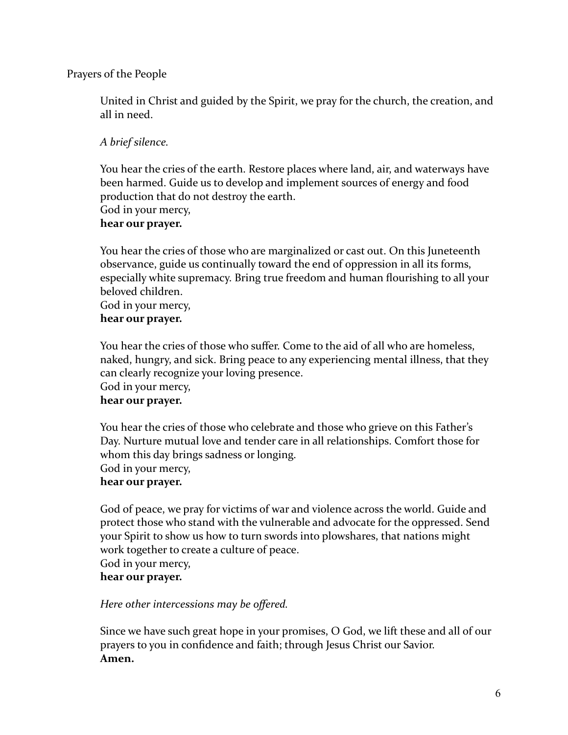Prayers of the People

United in Christ and guided by the Spirit, we pray for the church, the creation, and all in need.

*A brief silence.*

You hear the cries of the earth. Restore places where land, air, and waterways have been harmed. Guide us to develop and implement sources of energy and food production that do not destroy the earth.
God in your mercy,
**hear our prayer.**

You hear the cries of those who are marginalized or cast out. On this Juneteenth observance, guide us continually toward the end of oppression in all its forms, especially white supremacy. Bring true freedom and human flourishing to all your beloved children.
God in your mercy,
**hear our prayer.**

You hear the cries of those who suffer. Come to the aid of all who are homeless, naked, hungry, and sick. Bring peace to any experiencing mental illness, that they can clearly recognize your loving presence.
God in your mercy,
**hear our prayer.**

You hear the cries of those who celebrate and those who grieve on this Father's Day. Nurture mutual love and tender care in all relationships. Comfort those for whom this day brings sadness or longing.
God in your mercy,
**hear our prayer.**

God of peace, we pray for victims of war and violence across the world. Guide and protect those who stand with the vulnerable and advocate for the oppressed. Send your Spirit to show us how to turn swords into plowshares, that nations might work together to create a culture of peace.
God in your mercy,
**hear our prayer.**

*Here other intercessions may be offered.*

Since we have such great hope in your promises, O God, we lift these and all of our prayers to you in confidence and faith; through Jesus Christ our Savior.
**Amen.**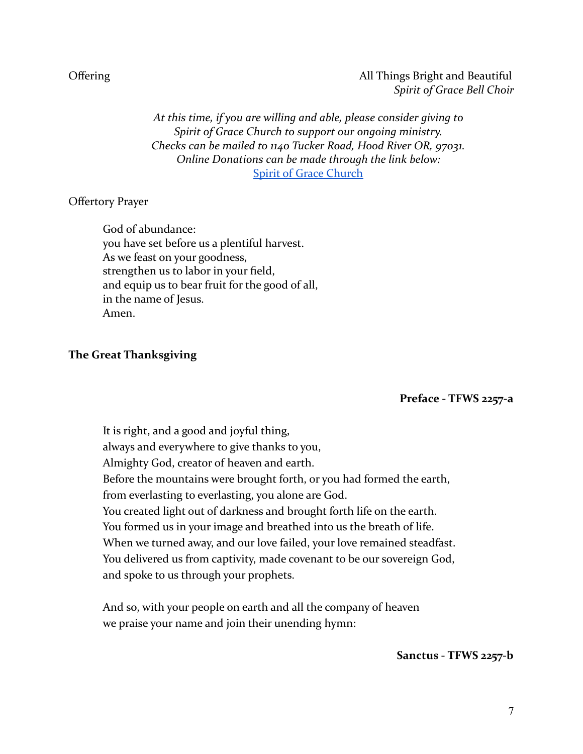Offering All Things Bright and Beautiful
*Spirit of Grace Bell Choir*

*At this time, if you are willing and able, please consider giving to Spirit of Grace Church to support our ongoing ministry. Checks can be mailed to 1140 Tucker Road, Hood River OR, 97031. Online Donations can be made through the link below:*
[Spirit of Grace Church]

Offertory Prayer

God of abundance:
you have set before us a plentiful harvest.
As we feast on your goodness,
strengthen us to labor in your field,
and equip us to bear fruit for the good of all,
in the name of Jesus.
Amen.

**The Great Thanksgiving**

**Preface - TFWS 2257-a**

It is right, and a good and joyful thing,
always and everywhere to give thanks to you,
Almighty God, creator of heaven and earth.
Before the mountains were brought forth, or you had formed the earth,
from everlasting to everlasting, you alone are God.
You created light out of darkness and brought forth life on the earth.
You formed us in your image and breathed into us the breath of life.
When we turned away, and our love failed, your love remained steadfast.
You delivered us from captivity, made covenant to be our sovereign God,
and spoke to us through your prophets.

And so, with your people on earth and all the company of heaven
we praise your name and join their unending hymn:

**Sanctus - TFWS 2257-b**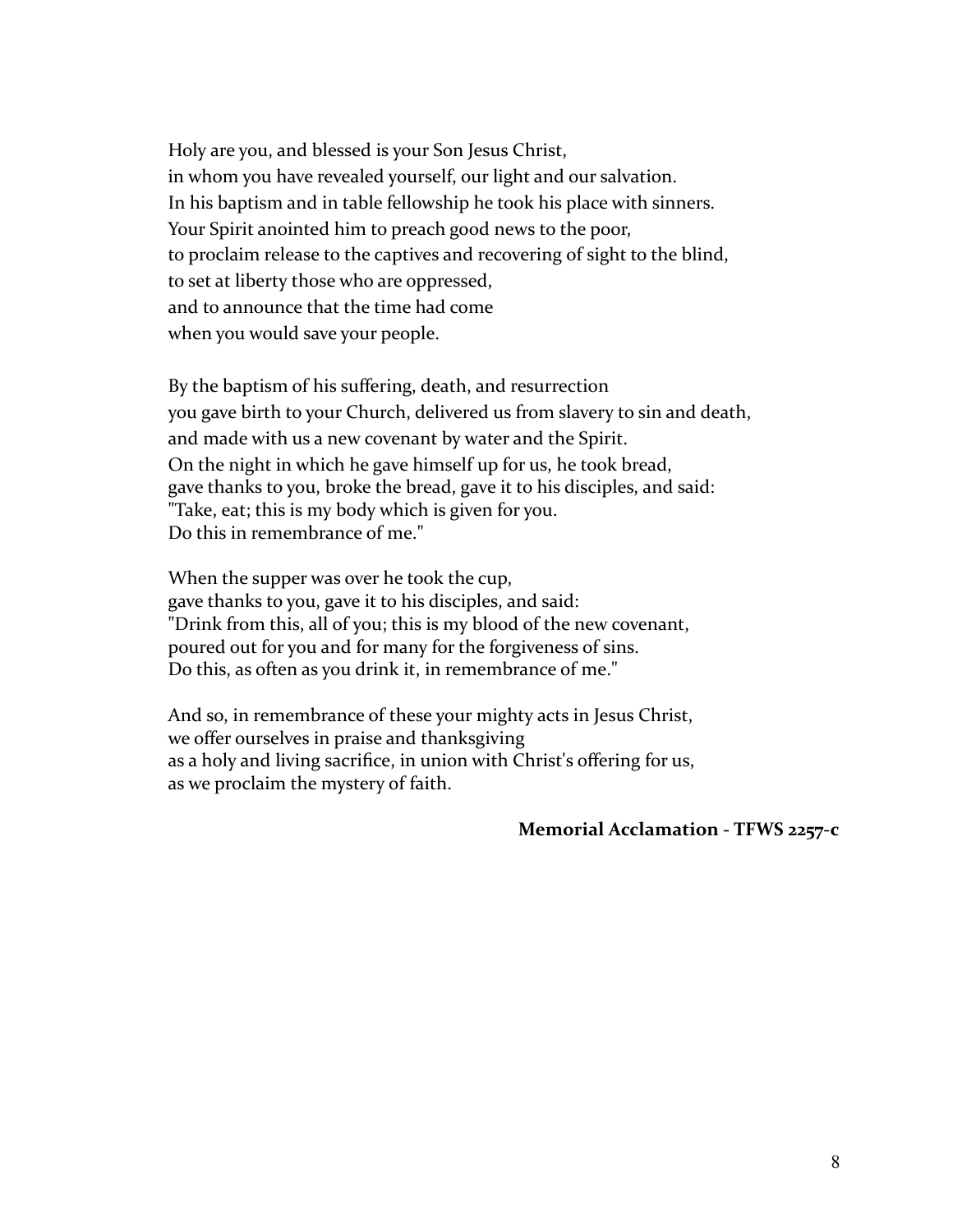Holy are you, and blessed is your Son Jesus Christ,
in whom you have revealed yourself, our light and our salvation.
In his baptism and in table fellowship he took his place with sinners.
Your Spirit anointed him to preach good news to the poor,
to proclaim release to the captives and recovering of sight to the blind,
to set at liberty those who are oppressed,
and to announce that the time had come
when you would save your people.

By the baptism of his suffering, death, and resurrection
you gave birth to your Church, delivered us from slavery to sin and death,
and made with us a new covenant by water and the Spirit.
On the night in which he gave himself up for us, he took bread,
gave thanks to you, broke the bread, gave it to his disciples, and said:
"Take, eat; this is my body which is given for you.
Do this in remembrance of me."

When the supper was over he took the cup,
gave thanks to you, gave it to his disciples, and said:
"Drink from this, all of you; this is my blood of the new covenant,
poured out for you and for many for the forgiveness of sins.
Do this, as often as you drink it, in remembrance of me."

And so, in remembrance of these your mighty acts in Jesus Christ,
we offer ourselves in praise and thanksgiving
as a holy and living sacrifice, in union with Christ's offering for us,
as we proclaim the mystery of faith.

**Memorial Acclamation - TFWS 2257-c**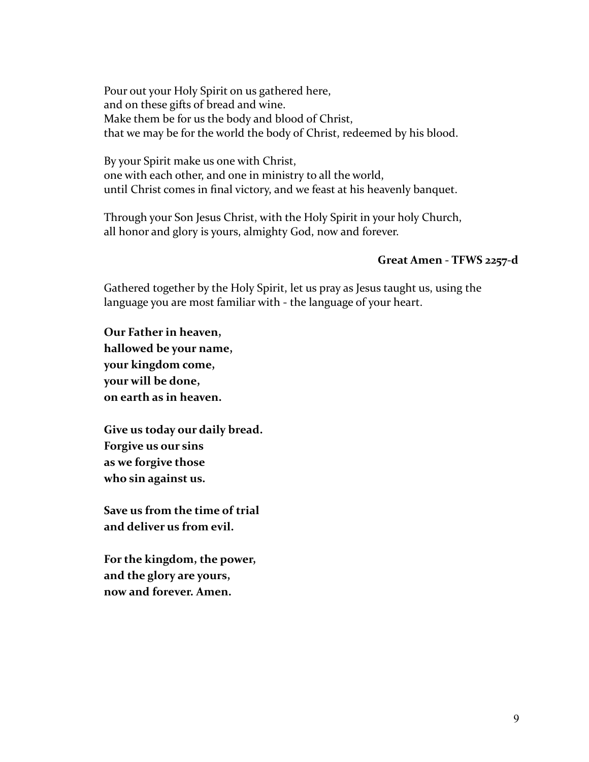Pour out your Holy Spirit on us gathered here,
and on these gifts of bread and wine.
Make them be for us the body and blood of Christ,
that we may be for the world the body of Christ, redeemed by his blood.

By your Spirit make us one with Christ,
one with each other, and one in ministry to all the world,
until Christ comes in final victory, and we feast at his heavenly banquet.

Through your Son Jesus Christ, with the Holy Spirit in your holy Church,
all honor and glory is yours, almighty God, now and forever.

**Great Amen - TFWS 2257-d**

Gathered together by the Holy Spirit, let us pray as Jesus taught us, using the language you are most familiar with - the language of your heart.

**Our Father in heaven,**
**hallowed be your name,**
**your kingdom come,**
**your will be done,**
**on earth as in heaven.**

**Give us today our daily bread.**
**Forgive us our sins**
**as we forgive those**
**who sin against us.**

**Save us from the time of trial**
**and deliver us from evil.**

**For the kingdom, the power,**
**and the glory are yours,**
**now and forever. Amen.**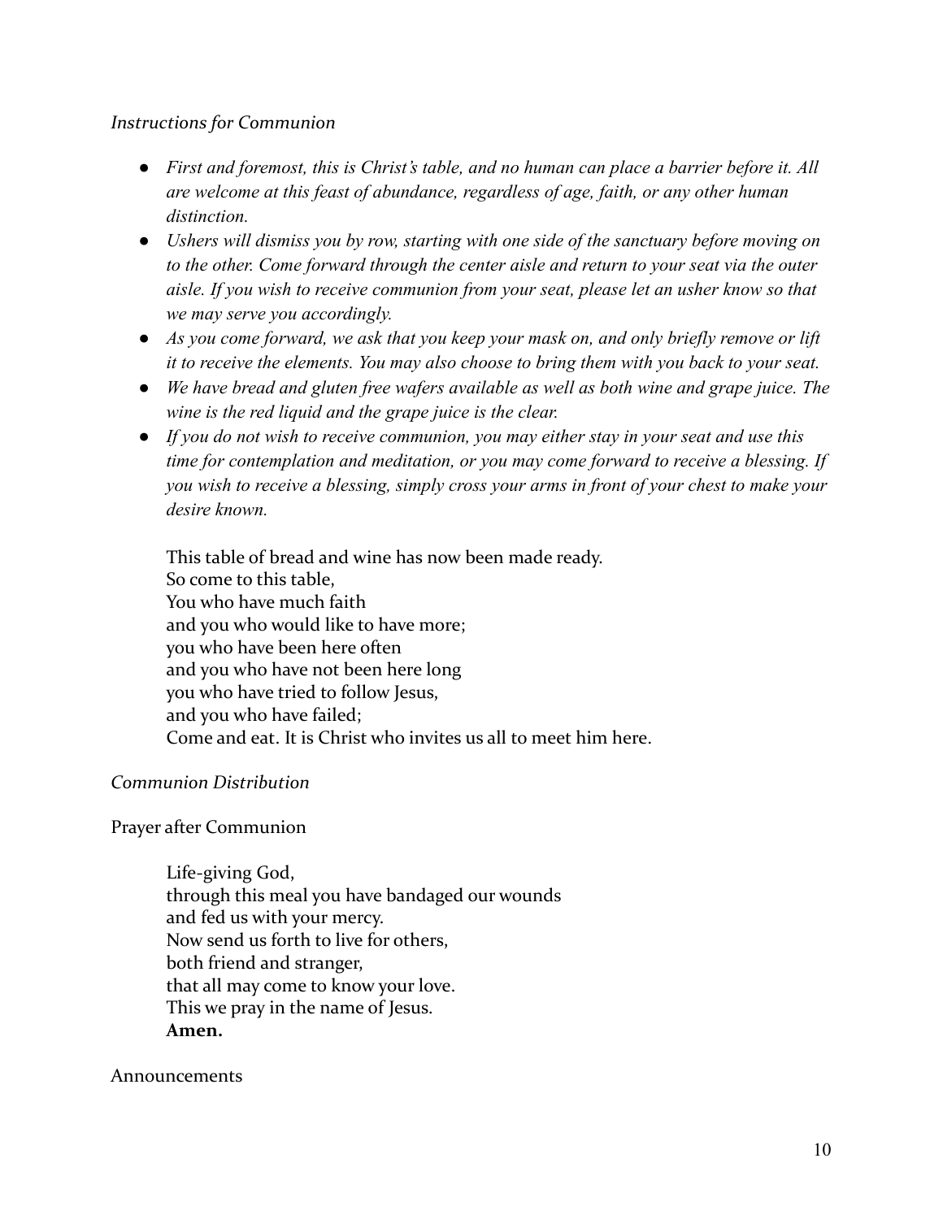*Instructions for Communion*

- *First and foremost, this is Christ's table, and no human can place a barrier before it. All are welcome at this feast of abundance, regardless of age, faith, or any other human distinction.*
- *Ushers will dismiss you by row, starting with one side of the sanctuary before moving on to the other. Come forward through the center aisle and return to your seat via the outer aisle. If you wish to receive communion from your seat, please let an usher know so that we may serve you accordingly.*
- *As you come forward, we ask that you keep your mask on, and only briefly remove or lift it to receive the elements. You may also choose to bring them with you back to your seat.*
- *We have bread and gluten free wafers available as well as both wine and grape juice. The wine is the red liquid and the grape juice is the clear.*
- *If you do not wish to receive communion, you may either stay in your seat and use this time for contemplation and meditation, or you may come forward to receive a blessing. If you wish to receive a blessing, simply cross your arms in front of your chest to make your desire known.*

  This table of bread and wine has now been made ready.
  So come to this table,
  You who have much faith
  and you who would like to have more;
  you who have been here often
  and you who have not been here long
  you who have tried to follow Jesus,
  and you who have failed;
  Come and eat. It is Christ who invites us all to meet him here.

*Communion Distribution*

Prayer after Communion

> Life-giving God,
> through this meal you have bandaged our wounds
> and fed us with your mercy.
> Now send us forth to live for others,
> both friend and stranger,
> that all may come to know your love.
> This we pray in the name of Jesus.
> **Amen.**

Announcements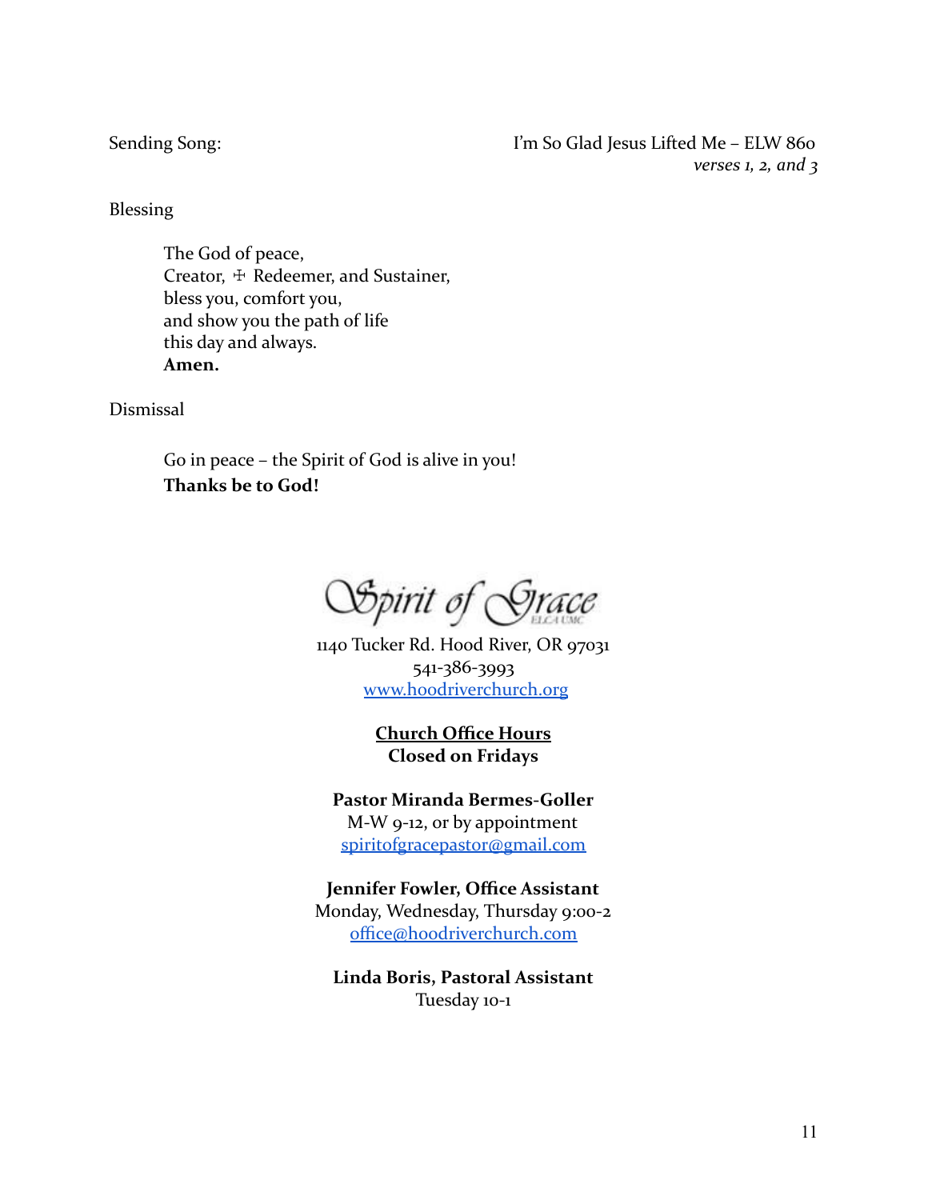Sending Song: I'm So Glad Jesus Lifted Me – ELW 860
*verses 1, 2, and 3*

Blessing

The God of peace,
Creator, ☩ Redeemer, and Sustainer,
bless you, comfort you,
and show you the path of life
this day and always.
**Amen.**

Dismissal

Go in peace – the Spirit of God is alive in you!
**Thanks be to God!**

Spirit of Grace
ELCA UMC

1140 Tucker Rd. Hood River, OR 97031
541-386-3993
[www.hoodriverchurch.org](http://www.hoodriverchurch.org)

**<u>Church Office Hours</u>**
**Closed on Fridays**

**Pastor Miranda Bermes-Goller**
M-W 9-12, or by appointment
[spiritofgracepastor@gmail.com](mailto:spiritofgracepastor@gmail.com)

**Jennifer Fowler, Office Assistant**
Monday, Wednesday, Thursday 9:00-2
[office@hoodriverchurch.com](mailto:office@hoodriverchurch.com)

**Linda Boris, Pastoral Assistant**
Tuesday 10-1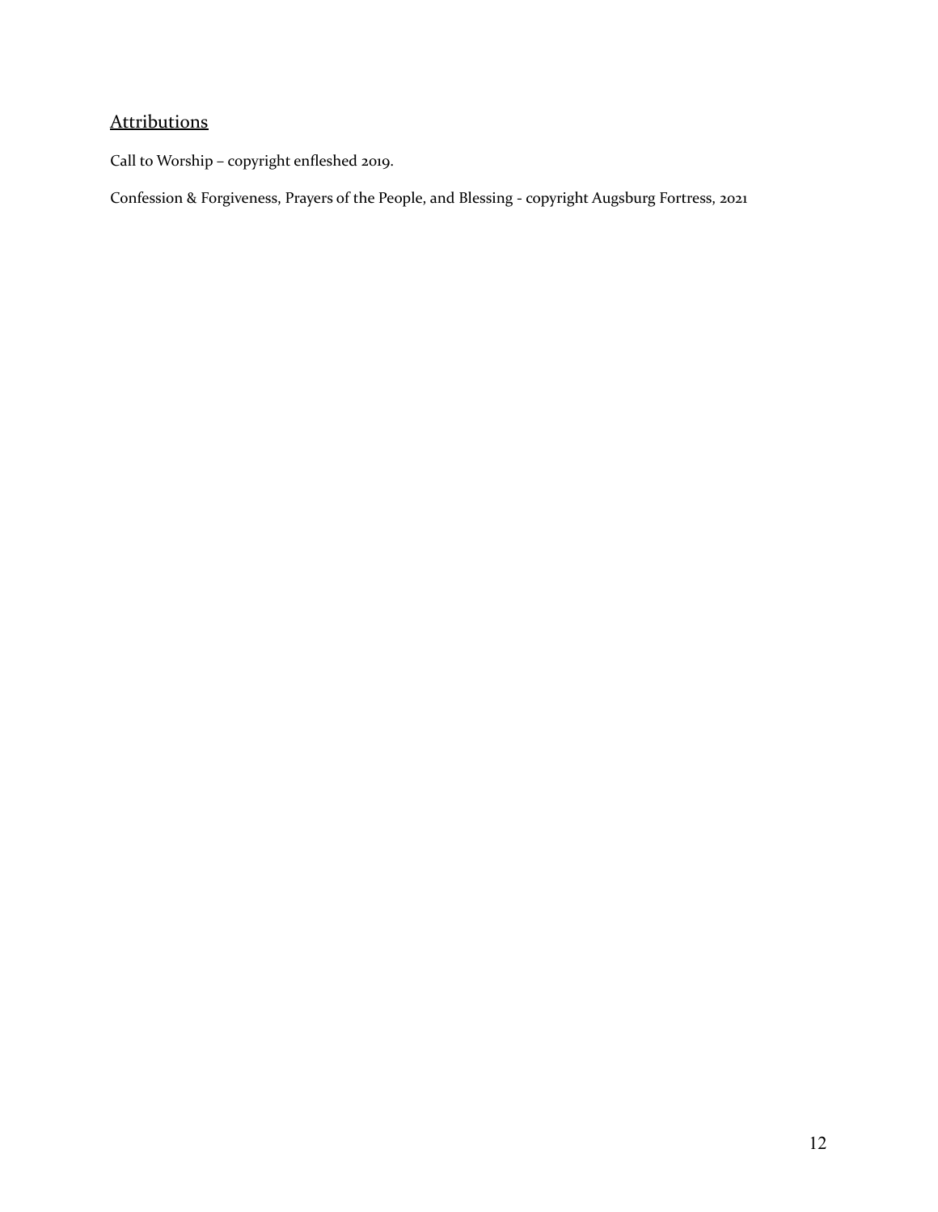## Attributions

Call to Worship – copyright enfleshed 2019.

Confession & Forgiveness, Prayers of the People, and Blessing - copyright Augsburg Fortress, 2021